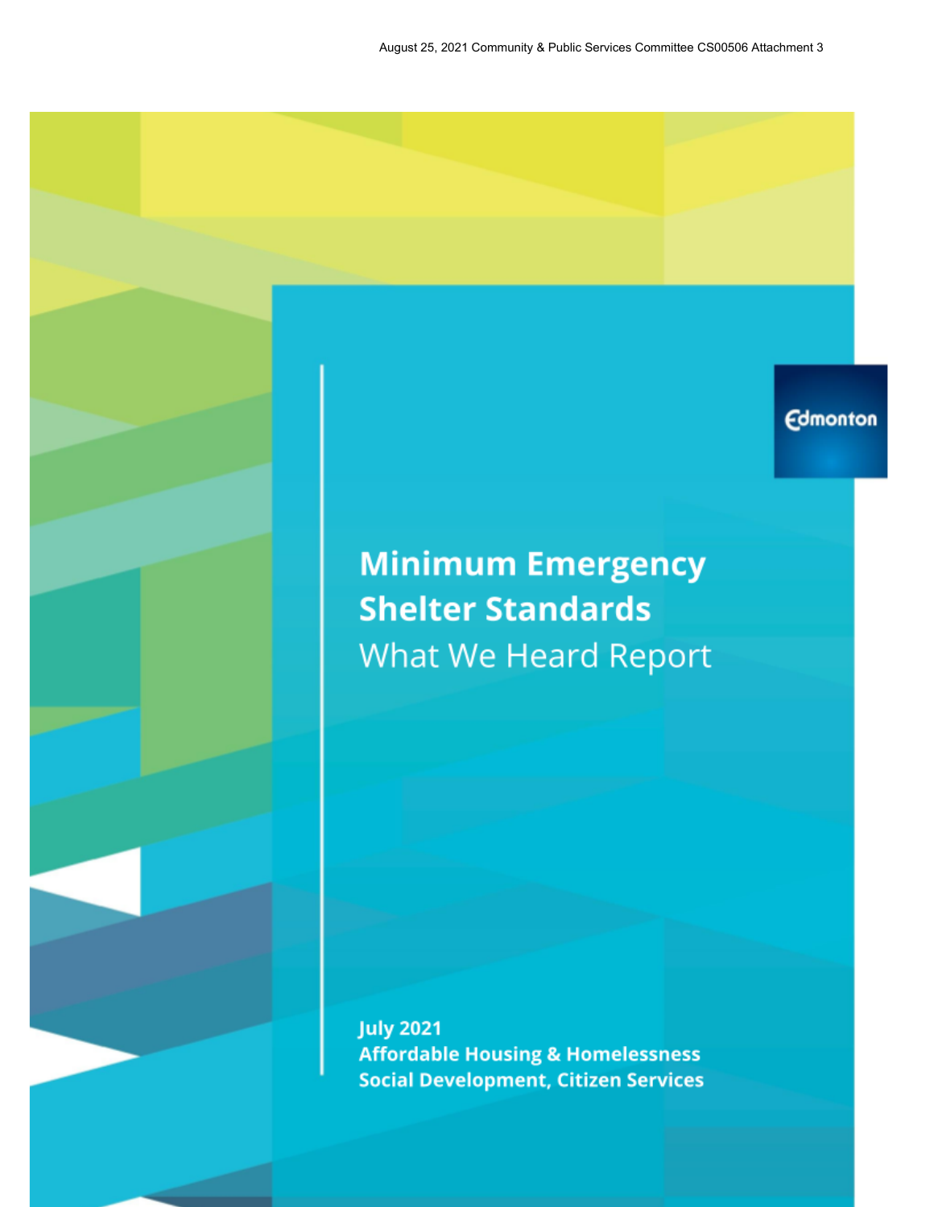August 25, 2021 Community & Public Services Committee CS00506 Attachment 3

Edmonton

# Minimum Emergency Shelter Standards

## What We Heard Report

**July 2021**
**Affordable Housing & Homelessness**
**Social Development, Citizen Services**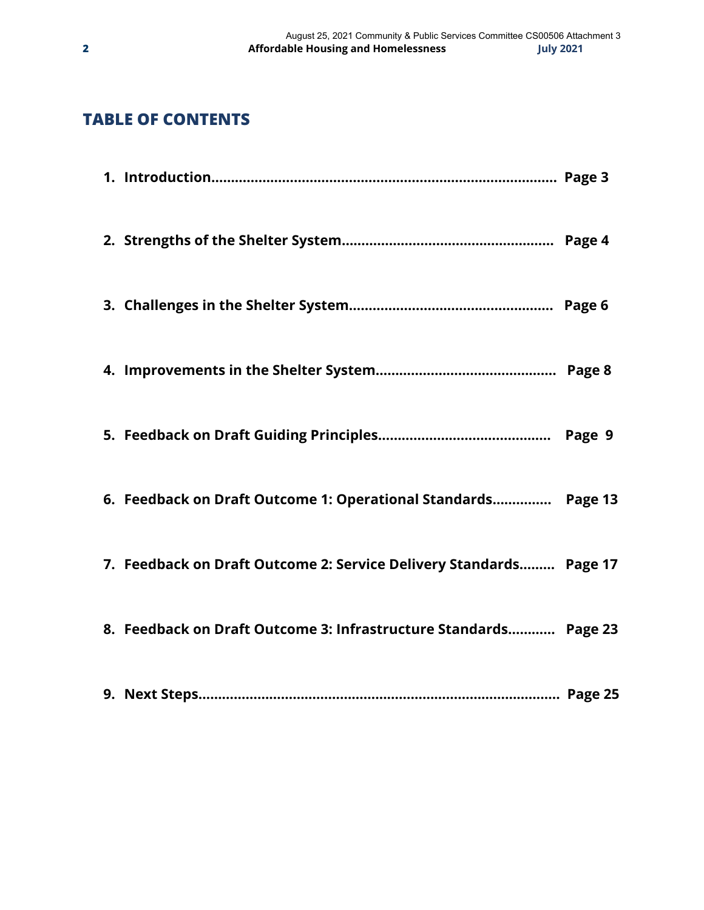## TABLE OF CONTENTS

1. **Introduction....................................................................................... Page 3**
2. **Strengths of the Shelter System..................................................... Page 4**
3. **Challenges in the Shelter System.................................................. Page 6**
4. **Improvements in the Shelter System............................................. Page 8**
5. **Feedback on Draft Guiding Principles........................................... Page 9**
6. **Feedback on Draft Outcome 1: Operational Standards.............. Page 13**
7. **Feedback on Draft Outcome 2: Service Delivery Standards......... Page 17**
8. **Feedback on Draft Outcome 3: Infrastructure Standards............ Page 23**
9. **Next Steps.......................................................................................... Page 25**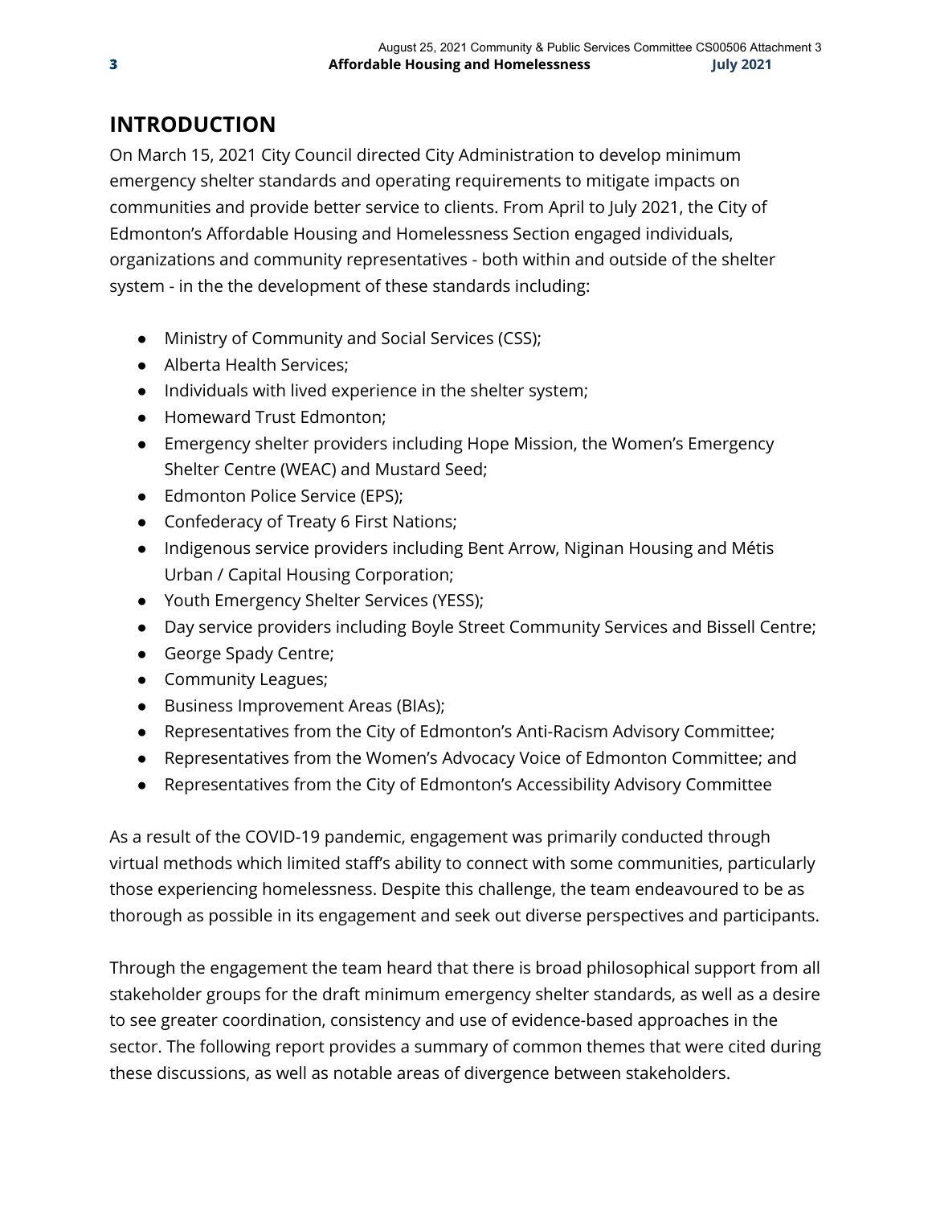# INTRODUCTION

On March 15, 2021 City Council directed City Administration to develop minimum emergency shelter standards and operating requirements to mitigate impacts on communities and provide better service to clients. From April to July 2021, the City of Edmonton's Affordable Housing and Homelessness Section engaged individuals, organizations and community representatives - both within and outside of the shelter system - in the the development of these standards including:

- Ministry of Community and Social Services (CSS);
- Alberta Health Services;
- Individuals with lived experience in the shelter system;
- Homeward Trust Edmonton;
- Emergency shelter providers including Hope Mission, the Women's Emergency Shelter Centre (WEAC) and Mustard Seed;
- Edmonton Police Service (EPS);
- Confederacy of Treaty 6 First Nations;
- Indigenous service providers including Bent Arrow, Niginan Housing and Métis Urban / Capital Housing Corporation;
- Youth Emergency Shelter Services (YESS);
- Day service providers including Boyle Street Community Services and Bissell Centre;
- George Spady Centre;
- Community Leagues;
- Business Improvement Areas (BIAs);
- Representatives from the City of Edmonton's Anti-Racism Advisory Committee;
- Representatives from the Women's Advocacy Voice of Edmonton Committee; and
- Representatives from the City of Edmonton's Accessibility Advisory Committee

As a result of the COVID-19 pandemic, engagement was primarily conducted through virtual methods which limited staff's ability to connect with some communities, particularly those experiencing homelessness. Despite this challenge, the team endeavoured to be as thorough as possible in its engagement and seek out diverse perspectives and participants.

Through the engagement the team heard that there is broad philosophical support from all stakeholder groups for the draft minimum emergency shelter standards, as well as a desire to see greater coordination, consistency and use of evidence-based approaches in the sector. The following report provides a summary of common themes that were cited during these discussions, as well as notable areas of divergence between stakeholders.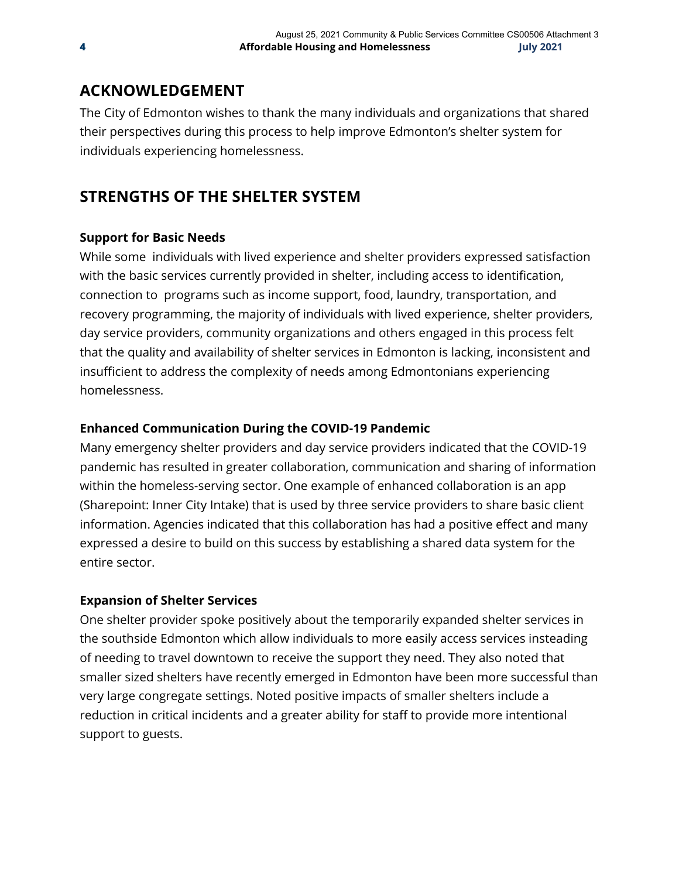## ACKNOWLEDGEMENT

The City of Edmonton wishes to thank the many individuals and organizations that shared their perspectives during this process to help improve Edmonton's shelter system for individuals experiencing homelessness.

## STRENGTHS OF THE SHELTER SYSTEM

### Support for Basic Needs

While some  individuals with lived experience and shelter providers expressed satisfaction with the basic services currently provided in shelter, including access to identification, connection to  programs such as income support, food, laundry, transportation, and recovery programming, the majority of individuals with lived experience, shelter providers, day service providers, community organizations and others engaged in this process felt that the quality and availability of shelter services in Edmonton is lacking, inconsistent and insufficient to address the complexity of needs among Edmontonians experiencing homelessness.

### Enhanced Communication During the COVID-19 Pandemic

Many emergency shelter providers and day service providers indicated that the COVID-19 pandemic has resulted in greater collaboration, communication and sharing of information within the homeless-serving sector. One example of enhanced collaboration is an app (Sharepoint: Inner City Intake) that is used by three service providers to share basic client information. Agencies indicated that this collaboration has had a positive effect and many expressed a desire to build on this success by establishing a shared data system for the entire sector.

### Expansion of Shelter Services

One shelter provider spoke positively about the temporarily expanded shelter services in the southside Edmonton which allow individuals to more easily access services insteading of needing to travel downtown to receive the support they need. They also noted that smaller sized shelters have recently emerged in Edmonton have been more successful than very large congregate settings. Noted positive impacts of smaller shelters include a reduction in critical incidents and a greater ability for staff to provide more intentional support to guests.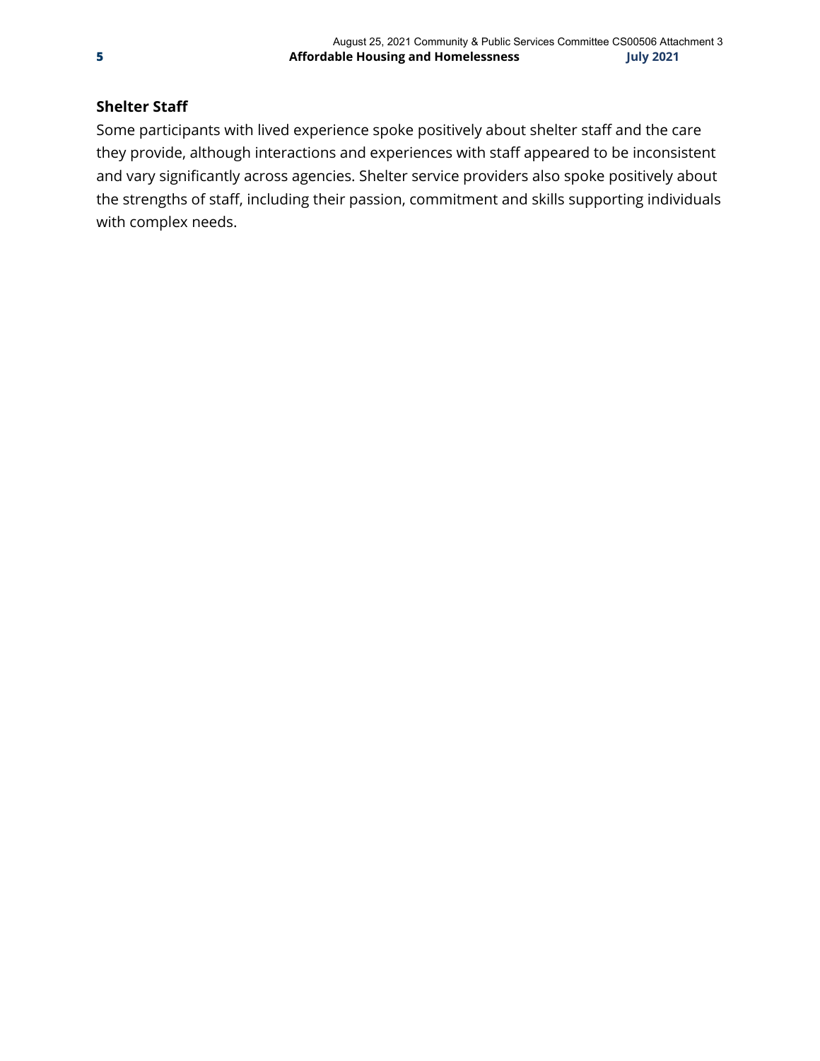### Shelter Staff

Some participants with lived experience spoke positively about shelter staff and the care they provide, although interactions and experiences with staff appeared to be inconsistent and vary significantly across agencies. Shelter service providers also spoke positively about the strengths of staff, including their passion, commitment and skills supporting individuals with complex needs.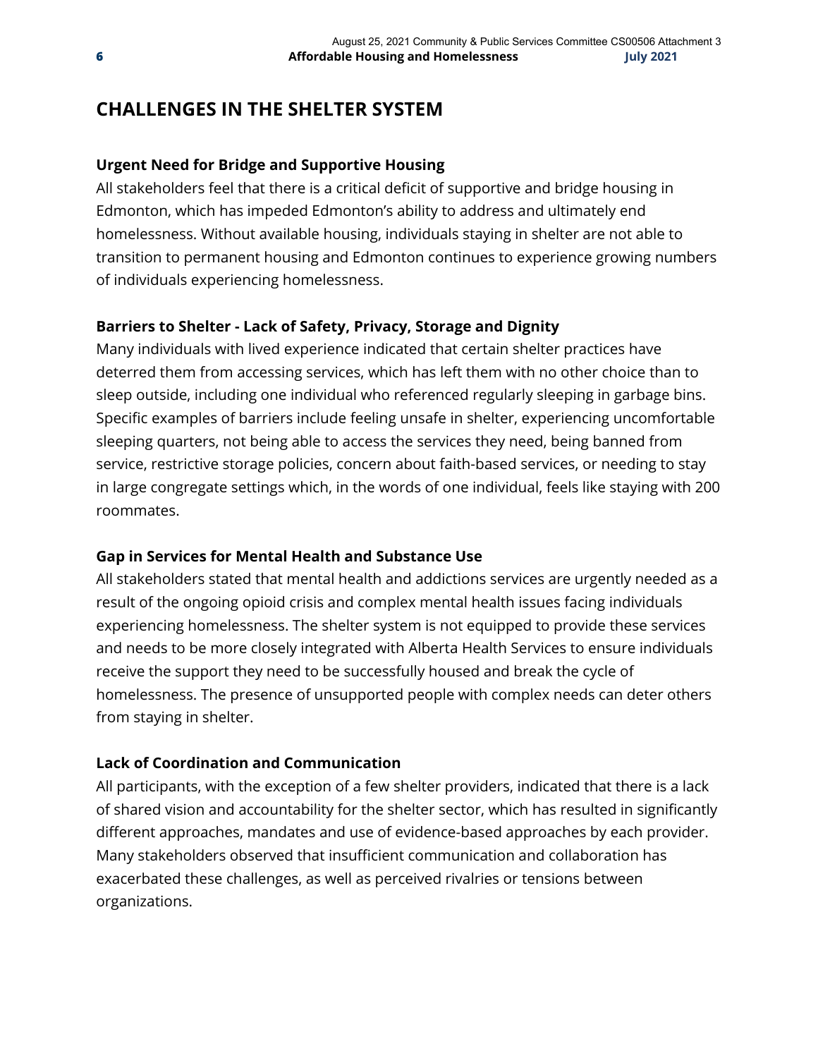## CHALLENGES IN THE SHELTER SYSTEM

### Urgent Need for Bridge and Supportive Housing

All stakeholders feel that there is a critical deficit of supportive and bridge housing in Edmonton, which has impeded Edmonton's ability to address and ultimately end homelessness. Without available housing, individuals staying in shelter are not able to transition to permanent housing and Edmonton continues to experience growing numbers of individuals experiencing homelessness.

### Barriers to Shelter - Lack of Safety, Privacy, Storage and Dignity

Many individuals with lived experience indicated that certain shelter practices have deterred them from accessing services, which has left them with no other choice than to sleep outside, including one individual who referenced regularly sleeping in garbage bins. Specific examples of barriers include feeling unsafe in shelter, experiencing uncomfortable sleeping quarters, not being able to access the services they need, being banned from service, restrictive storage policies, concern about faith-based services, or needing to stay in large congregate settings which, in the words of one individual, feels like staying with 200 roommates.

### Gap in Services for Mental Health and Substance Use

All stakeholders stated that mental health and addictions services are urgently needed as a result of the ongoing opioid crisis and complex mental health issues facing individuals experiencing homelessness. The shelter system is not equipped to provide these services and needs to be more closely integrated with Alberta Health Services to ensure individuals receive the support they need to be successfully housed and break the cycle of homelessness. The presence of unsupported people with complex needs can deter others from staying in shelter.

### Lack of Coordination and Communication

All participants, with the exception of a few shelter providers, indicated that there is a lack of shared vision and accountability for the shelter sector, which has resulted in significantly different approaches, mandates and use of evidence-based approaches by each provider. Many stakeholders observed that insufficient communication and collaboration has exacerbated these challenges, as well as perceived rivalries or tensions between organizations.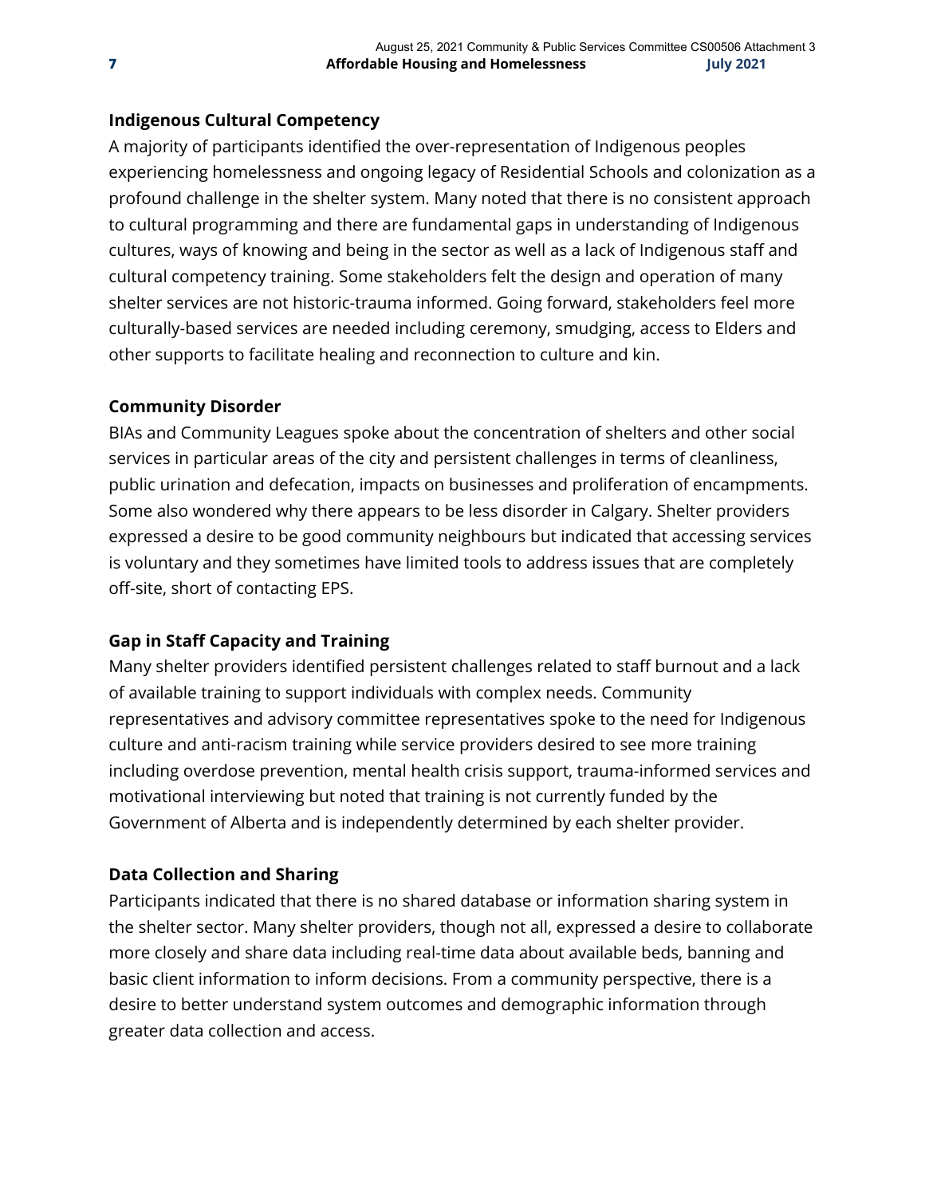### Indigenous Cultural Competency

A majority of participants identified the over-representation of Indigenous peoples experiencing homelessness and ongoing legacy of Residential Schools and colonization as a profound challenge in the shelter system. Many noted that there is no consistent approach to cultural programming and there are fundamental gaps in understanding of Indigenous cultures, ways of knowing and being in the sector as well as a lack of Indigenous staff and cultural competency training. Some stakeholders felt the design and operation of many shelter services are not historic-trauma informed. Going forward, stakeholders feel more culturally-based services are needed including ceremony, smudging, access to Elders and other supports to facilitate healing and reconnection to culture and kin.

### Community Disorder

BIAs and Community Leagues spoke about the concentration of shelters and other social services in particular areas of the city and persistent challenges in terms of cleanliness, public urination and defecation, impacts on businesses and proliferation of encampments. Some also wondered why there appears to be less disorder in Calgary. Shelter providers expressed a desire to be good community neighbours but indicated that accessing services is voluntary and they sometimes have limited tools to address issues that are completely off-site, short of contacting EPS.

### Gap in Staff Capacity and Training

Many shelter providers identified persistent challenges related to staff burnout and a lack of available training to support individuals with complex needs. Community representatives and advisory committee representatives spoke to the need for Indigenous culture and anti-racism training while service providers desired to see more training including overdose prevention, mental health crisis support, trauma-informed services and motivational interviewing but noted that training is not currently funded by the Government of Alberta and is independently determined by each shelter provider.

### Data Collection and Sharing

Participants indicated that there is no shared database or information sharing system in the shelter sector. Many shelter providers, though not all, expressed a desire to collaborate more closely and share data including real-time data about available beds, banning and basic client information to inform decisions. From a community perspective, there is a desire to better understand system outcomes and demographic information through greater data collection and access.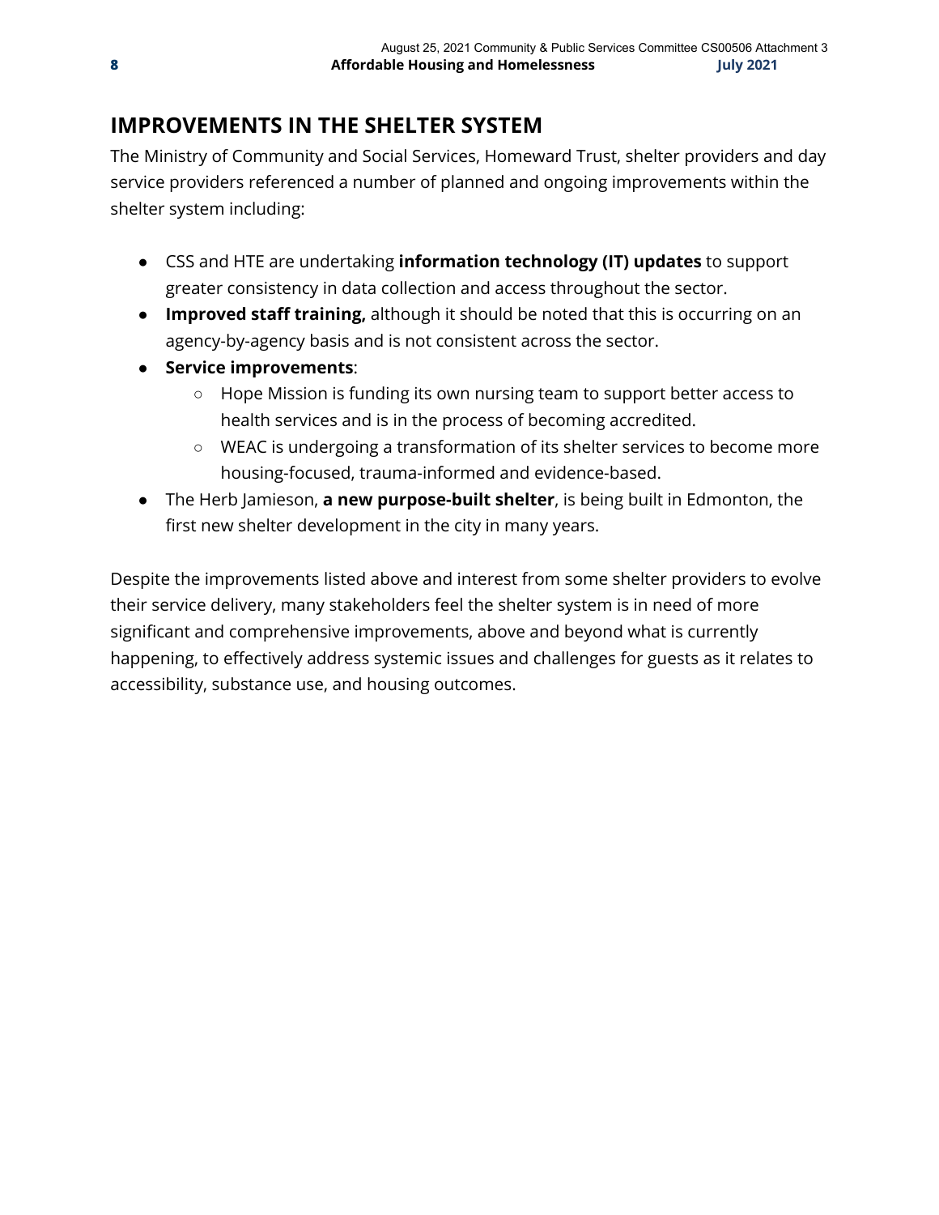## IMPROVEMENTS IN THE SHELTER SYSTEM

The Ministry of Community and Social Services, Homeward Trust, shelter providers and day service providers referenced a number of planned and ongoing improvements within the shelter system including:

- CSS and HTE are undertaking **information technology (IT) updates** to support greater consistency in data collection and access throughout the sector.
- **Improved staff training,** although it should be noted that this is occurring on an agency-by-agency basis and is not consistent across the sector.
- **Service improvements**:
    - Hope Mission is funding its own nursing team to support better access to health services and is in the process of becoming accredited.
    - WEAC is undergoing a transformation of its shelter services to become more housing-focused, trauma-informed and evidence-based.
- The Herb Jamieson, **a new purpose-built shelter**, is being built in Edmonton, the first new shelter development in the city in many years.

Despite the improvements listed above and interest from some shelter providers to evolve their service delivery, many stakeholders feel the shelter system is in need of more significant and comprehensive improvements, above and beyond what is currently happening, to effectively address systemic issues and challenges for guests as it relates to accessibility, substance use, and housing outcomes.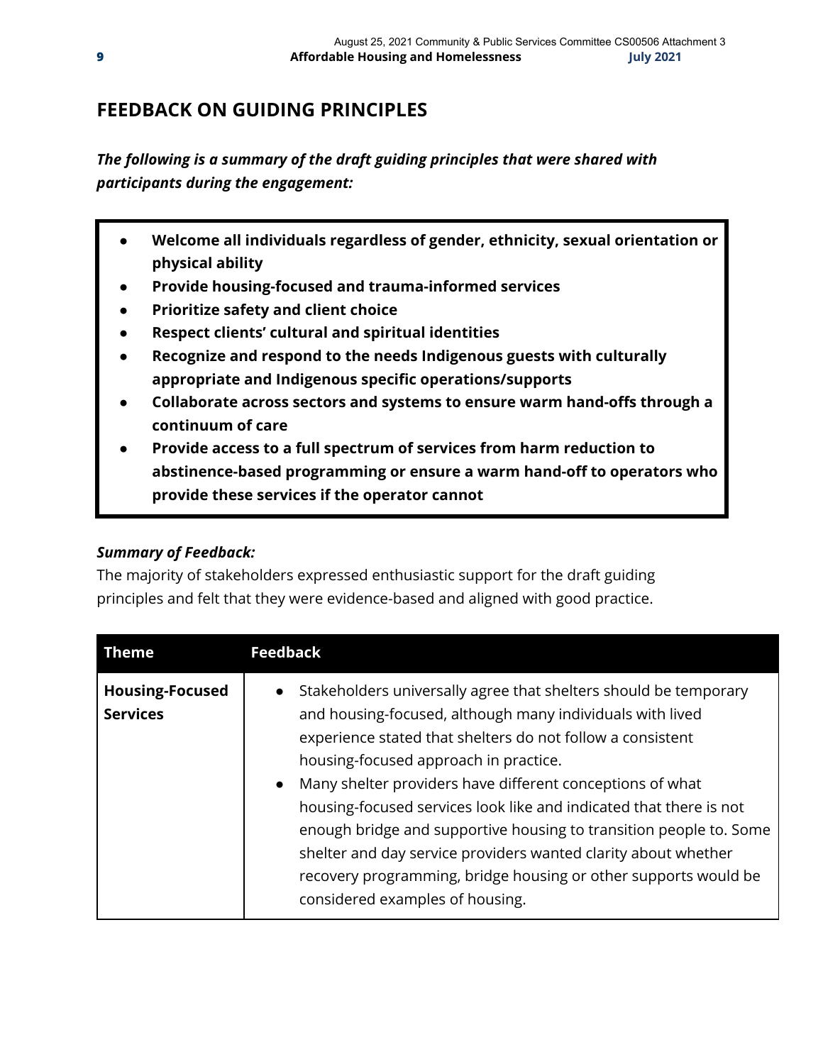## FEEDBACK ON GUIDING PRINCIPLES

***The following is a summary of the draft guiding principles that were shared with participants during the engagement:***

- **Welcome all individuals regardless of gender, ethnicity, sexual orientation or physical ability**
- **Provide housing-focused and trauma-informed services**
- **Prioritize safety and client choice**
- **Respect clients' cultural and spiritual identities**
- **Recognize and respond to the needs Indigenous guests with culturally appropriate and Indigenous specific operations/supports**
- **Collaborate across sectors and systems to ensure warm hand-offs through a continuum of care**
- **Provide access to a full spectrum of services from harm reduction to abstinence-based programming or ensure a warm hand-off to operators who provide these services if the operator cannot**

***Summary of Feedback:***

The majority of stakeholders expressed enthusiastic support for the draft guiding principles and felt that they were evidence-based and aligned with good practice.

| Theme | Feedback |
|---|---|
| **Housing-Focused Services** | • Stakeholders universally agree that shelters should be temporary and housing-focused, although many individuals with lived experience stated that shelters do not follow a consistent housing-focused approach in practice.<br>• Many shelter providers have different conceptions of what housing-focused services look like and indicated that there is not enough bridge and supportive housing to transition people to. Some shelter and day service providers wanted clarity about whether recovery programming, bridge housing or other supports would be considered examples of housing. |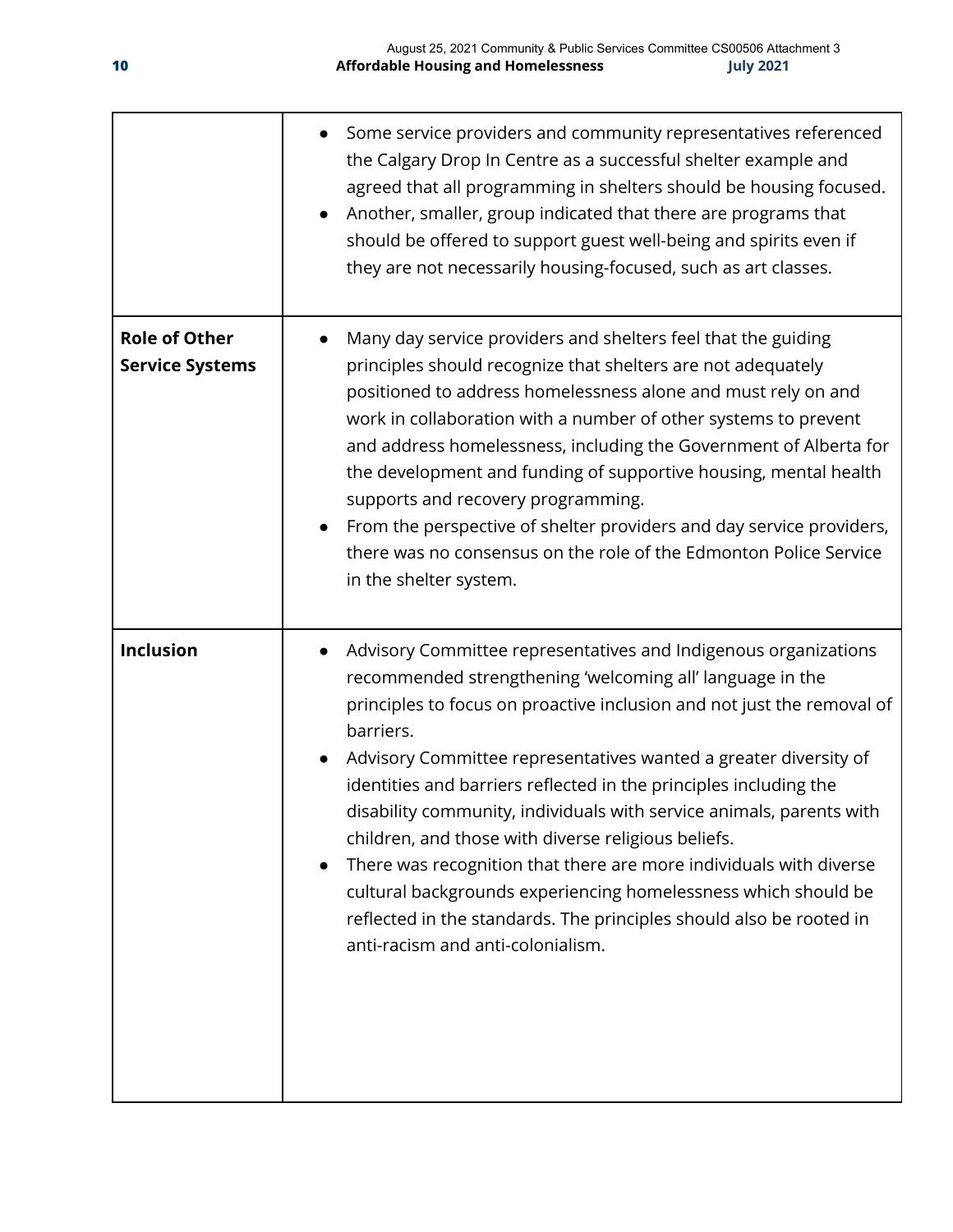| | |
|---|---|
| | • Some service providers and community representatives referenced the Calgary Drop In Centre as a successful shelter example and agreed that all programming in shelters should be housing focused.<br>• Another, smaller, group indicated that there are programs that should be offered to support guest well-being and spirits even if they are not necessarily housing-focused, such as art classes. |
| **Role of Other Service Systems** | • Many day service providers and shelters feel that the guiding principles should recognize that shelters are not adequately positioned to address homelessness alone and must rely on and work in collaboration with a number of other systems to prevent and address homelessness, including the Government of Alberta for the development and funding of supportive housing, mental health supports and recovery programming.<br>• From the perspective of shelter providers and day service providers, there was no consensus on the role of the Edmonton Police Service in the shelter system. |
| **Inclusion** | • Advisory Committee representatives and Indigenous organizations recommended strengthening 'welcoming all' language in the principles to focus on proactive inclusion and not just the removal of barriers.<br>• Advisory Committee representatives wanted a greater diversity of identities and barriers reflected in the principles including the disability community, individuals with service animals, parents with children, and those with diverse religious beliefs.<br>• There was recognition that there are more individuals with diverse cultural backgrounds experiencing homelessness which should be reflected in the standards. The principles should also be rooted in anti-racism and anti-colonialism. |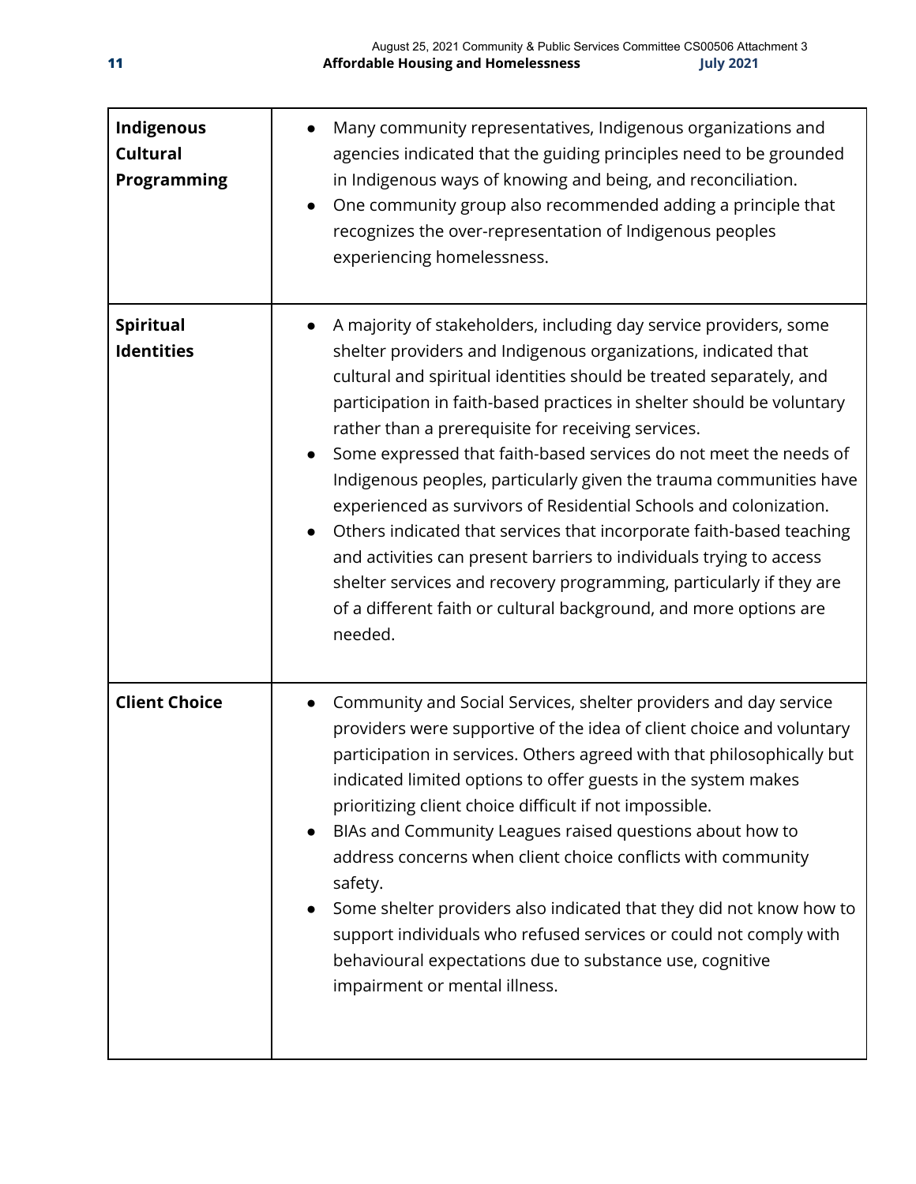| Indigenous Cultural Programming | • Many community representatives, Indigenous organizations and agencies indicated that the guiding principles need to be grounded in Indigenous ways of knowing and being, and reconciliation.<br>• One community group also recommended adding a principle that recognizes the over-representation of Indigenous peoples experiencing homelessness. |
|---|---|
| **Spiritual Identities** | • A majority of stakeholders, including day service providers, some shelter providers and Indigenous organizations, indicated that cultural and spiritual identities should be treated separately, and participation in faith-based practices in shelter should be voluntary rather than a prerequisite for receiving services.<br>• Some expressed that faith-based services do not meet the needs of Indigenous peoples, particularly given the trauma communities have experienced as survivors of Residential Schools and colonization.<br>• Others indicated that services that incorporate faith-based teaching and activities can present barriers to individuals trying to access shelter services and recovery programming, particularly if they are of a different faith or cultural background, and more options are needed. |
| **Client Choice** | • Community and Social Services, shelter providers and day service providers were supportive of the idea of client choice and voluntary participation in services. Others agreed with that philosophically but indicated limited options to offer guests in the system makes prioritizing client choice difficult if not impossible.<br>• BIAs and Community Leagues raised questions about how to address concerns when client choice conflicts with community safety.<br>• Some shelter providers also indicated that they did not know how to support individuals who refused services or could not comply with behavioural expectations due to substance use, cognitive impairment or mental illness. |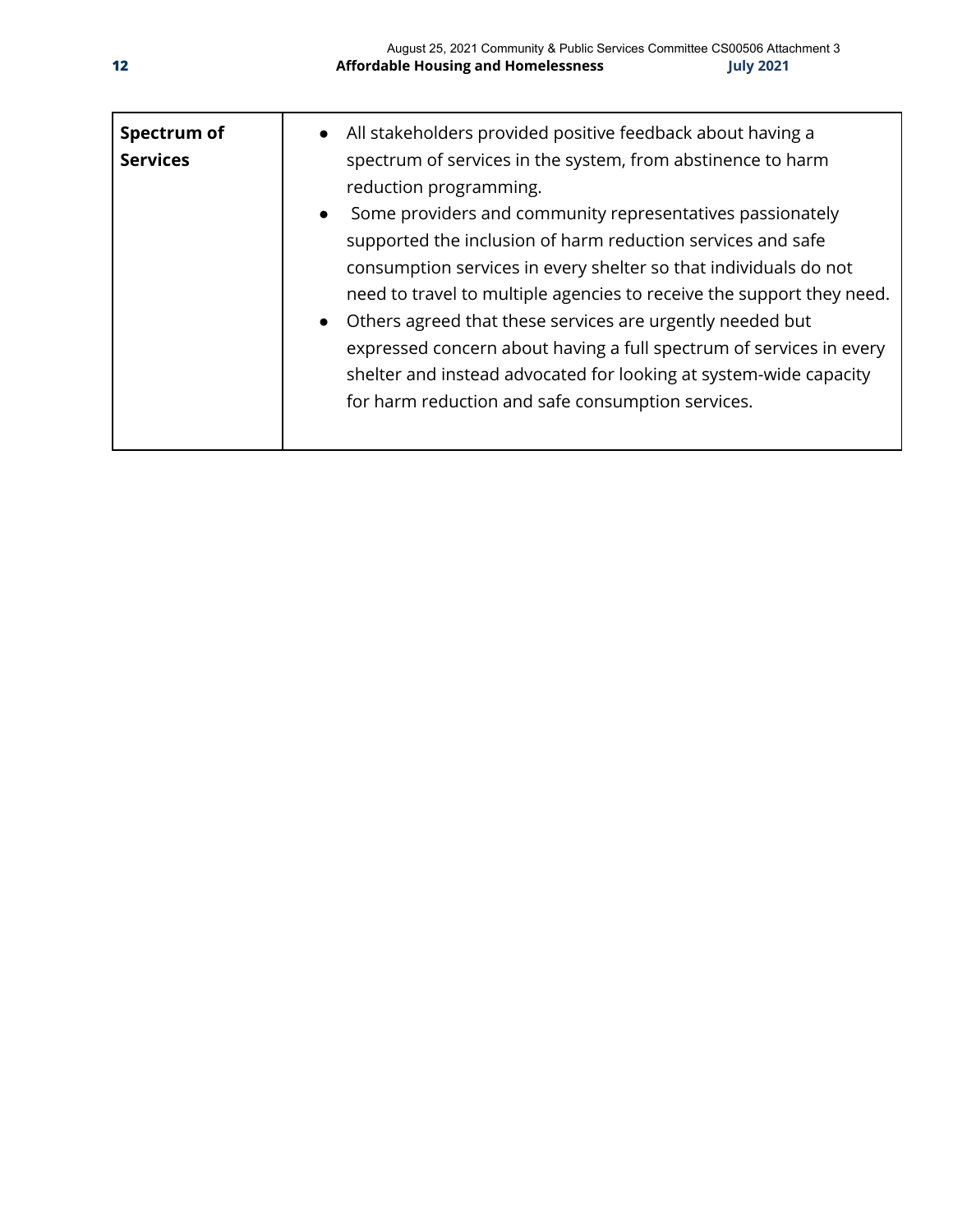| Spectrum of Services | <ul><li>All stakeholders provided positive feedback about having a spectrum of services in the system, from abstinence to harm reduction programming.</li><li>Some providers and community representatives passionately supported the inclusion of harm reduction services and safe consumption services in every shelter so that individuals do not need to travel to multiple agencies to receive the support they need.</li><li>Others agreed that these services are urgently needed but expressed concern about having a full spectrum of services in every shelter and instead advocated for looking at system-wide capacity for harm reduction and safe consumption services.</li></ul> |
|---|---|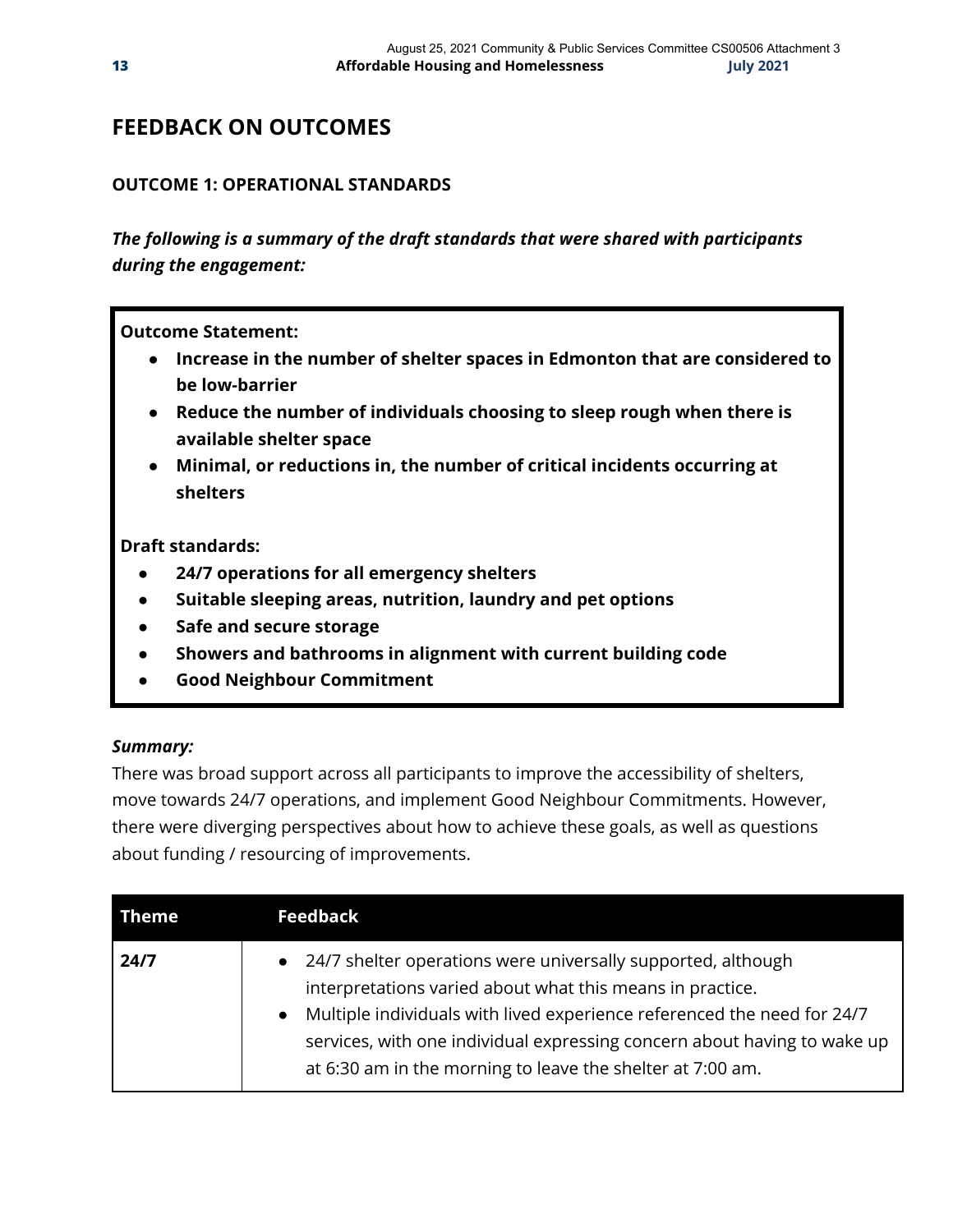## FEEDBACK ON OUTCOMES

### OUTCOME 1: OPERATIONAL STANDARDS

***The following is a summary of the draft standards that were shared with participants during the engagement:***

**Outcome Statement:**

- **Increase in the number of shelter spaces in Edmonton that are considered to be low-barrier**
- **Reduce the number of individuals choosing to sleep rough when there is available shelter space**
- **Minimal, or reductions in, the number of critical incidents occurring at shelters**

**Draft standards:**

- **24/7 operations for all emergency shelters**
- **Suitable sleeping areas, nutrition, laundry and pet options**
- **Safe and secure storage**
- **Showers and bathrooms in alignment with current building code**
- **Good Neighbour Commitment**

***Summary:***

There was broad support across all participants to improve the accessibility of shelters, move towards 24/7 operations, and implement Good Neighbour Commitments. However, there were diverging perspectives about how to achieve these goals, as well as questions about funding / resourcing of improvements.

| Theme | Feedback |
|---|---|
| **24/7** | • 24/7 shelter operations were universally supported, although interpretations varied about what this means in practice.<br>• Multiple individuals with lived experience referenced the need for 24/7 services, with one individual expressing concern about having to wake up at 6:30 am in the morning to leave the shelter at 7:00 am. |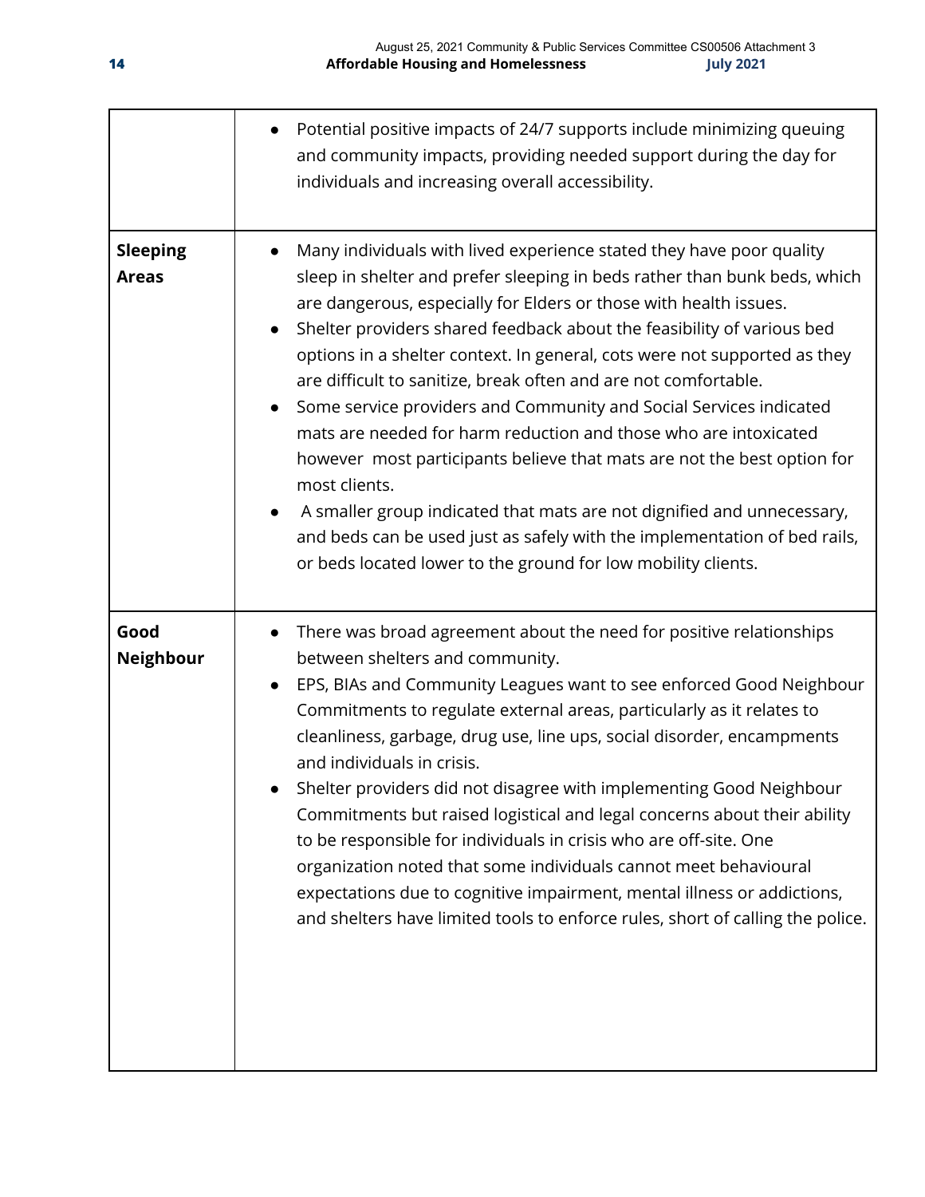| | |
|---|---|
| | • Potential positive impacts of 24/7 supports include minimizing queuing and community impacts, providing needed support during the day for individuals and increasing overall accessibility. |
| **Sleeping Areas** | • Many individuals with lived experience stated they have poor quality sleep in shelter and prefer sleeping in beds rather than bunk beds, which are dangerous, especially for Elders or those with health issues.<br>• Shelter providers shared feedback about the feasibility of various bed options in a shelter context. In general, cots were not supported as they are difficult to sanitize, break often and are not comfortable.<br>• Some service providers and Community and Social Services indicated mats are needed for harm reduction and those who are intoxicated however most participants believe that mats are not the best option for most clients.<br>• A smaller group indicated that mats are not dignified and unnecessary, and beds can be used just as safely with the implementation of bed rails, or beds located lower to the ground for low mobility clients. |
| **Good Neighbour** | • There was broad agreement about the need for positive relationships between shelters and community.<br>• EPS, BIAs and Community Leagues want to see enforced Good Neighbour Commitments to regulate external areas, particularly as it relates to cleanliness, garbage, drug use, line ups, social disorder, encampments and individuals in crisis.<br>• Shelter providers did not disagree with implementing Good Neighbour Commitments but raised logistical and legal concerns about their ability to be responsible for individuals in crisis who are off-site. One organization noted that some individuals cannot meet behavioural expectations due to cognitive impairment, mental illness or addictions, and shelters have limited tools to enforce rules, short of calling the police. |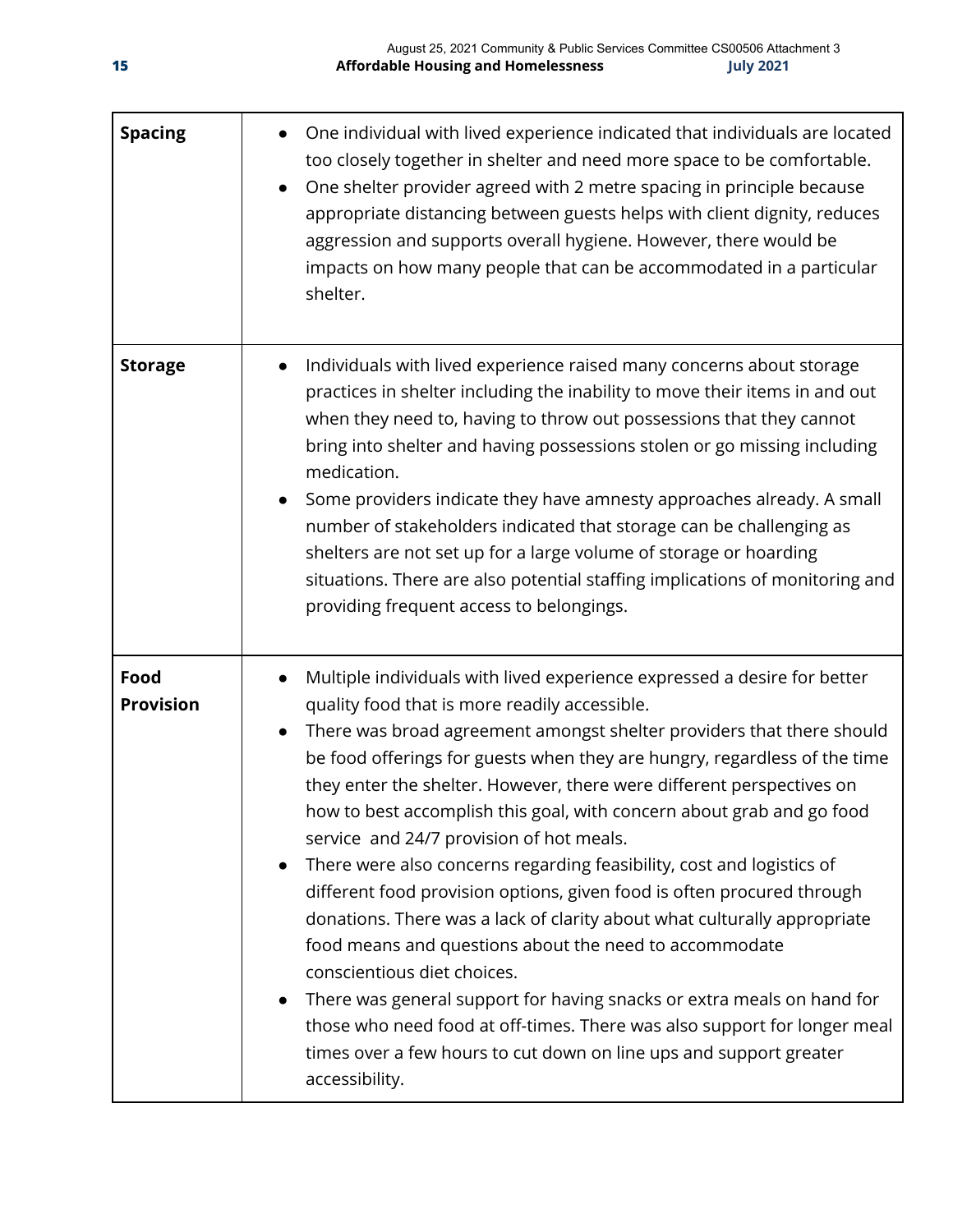| | |
|---|---|
| **Spacing** | • One individual with lived experience indicated that individuals are located too closely together in shelter and need more space to be comfortable.<br>• One shelter provider agreed with 2 metre spacing in principle because appropriate distancing between guests helps with client dignity, reduces aggression and supports overall hygiene. However, there would be impacts on how many people that can be accommodated in a particular shelter. |
| **Storage** | • Individuals with lived experience raised many concerns about storage practices in shelter including the inability to move their items in and out when they need to, having to throw out possessions that they cannot bring into shelter and having possessions stolen or go missing including medication.<br>• Some providers indicate they have amnesty approaches already. A small number of stakeholders indicated that storage can be challenging as shelters are not set up for a large volume of storage or hoarding situations. There are also potential staffing implications of monitoring and providing frequent access to belongings. |
| **Food Provision** | • Multiple individuals with lived experience expressed a desire for better quality food that is more readily accessible.<br>• There was broad agreement amongst shelter providers that there should be food offerings for guests when they are hungry, regardless of the time they enter the shelter. However, there were different perspectives on how to best accomplish this goal, with concern about grab and go food service and 24/7 provision of hot meals.<br>• There were also concerns regarding feasibility, cost and logistics of different food provision options, given food is often procured through donations. There was a lack of clarity about what culturally appropriate food means and questions about the need to accommodate conscientious diet choices.<br>• There was general support for having snacks or extra meals on hand for those who need food at off-times. There was also support for longer meal times over a few hours to cut down on line ups and support greater accessibility. |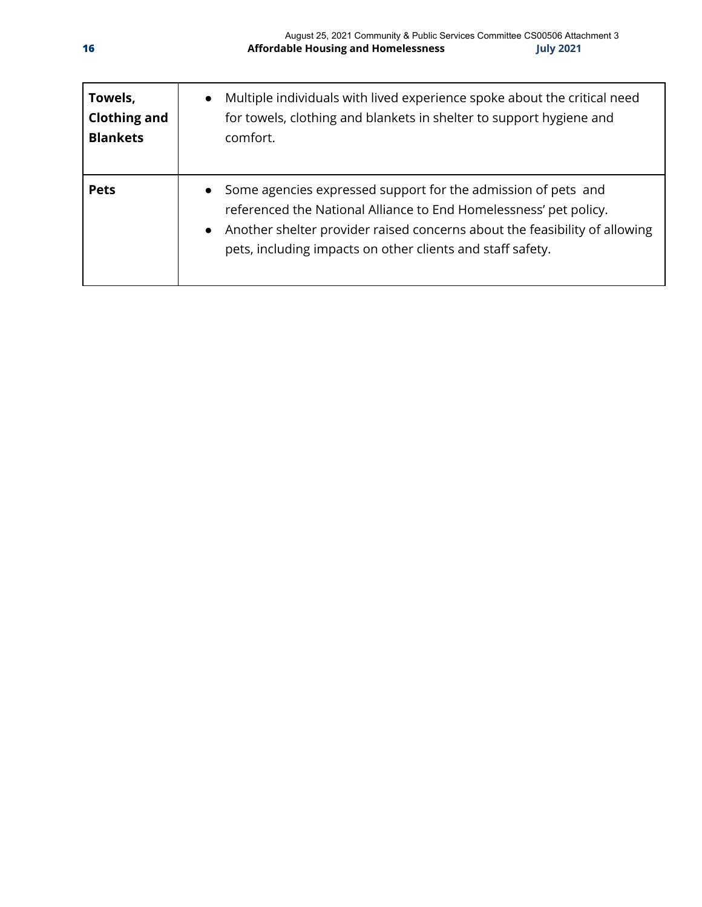| | |
|---|---|
| **Towels, Clothing and Blankets** | • Multiple individuals with lived experience spoke about the critical need for towels, clothing and blankets in shelter to support hygiene and comfort. |
| **Pets** | • Some agencies expressed support for the admission of pets and referenced the National Alliance to End Homelessness' pet policy.<br>• Another shelter provider raised concerns about the feasibility of allowing pets, including impacts on other clients and staff safety. |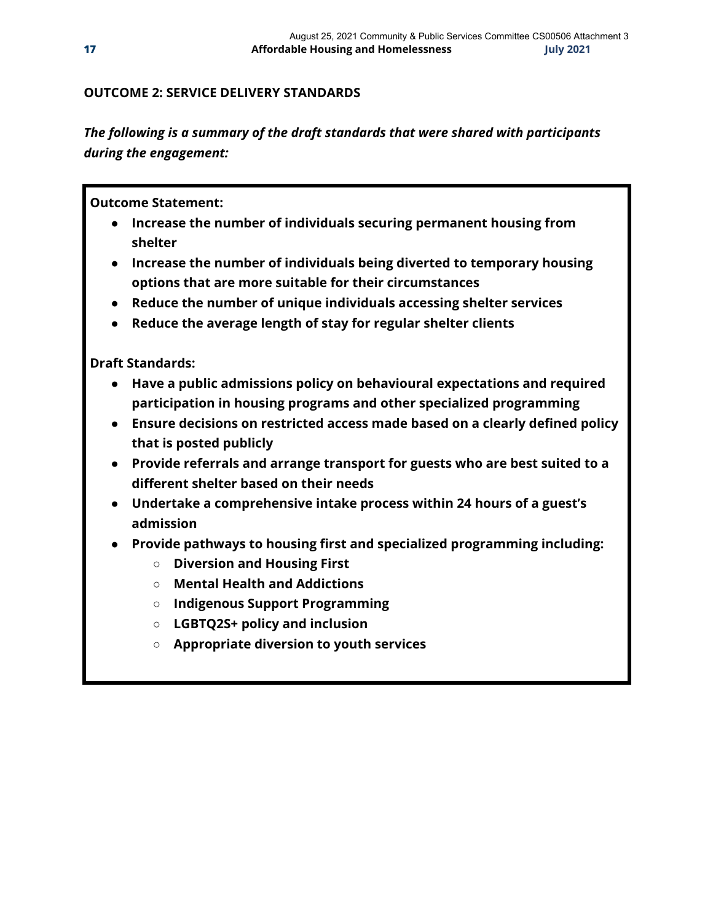**OUTCOME 2: SERVICE DELIVERY STANDARDS**

***The following is a summary of the draft standards that were shared with participants during the engagement:***

**Outcome Statement:**

- **Increase the number of individuals securing permanent housing from shelter**
- **Increase the number of individuals being diverted to temporary housing options that are more suitable for their circumstances**
- **Reduce the number of unique individuals accessing shelter services**
- **Reduce the average length of stay for regular shelter clients**

**Draft Standards:**

- **Have a public admissions policy on behavioural expectations and required participation in housing programs and other specialized programming**
- **Ensure decisions on restricted access made based on a clearly defined policy that is posted publicly**
- **Provide referrals and arrange transport for guests who are best suited to a different shelter based on their needs**
- **Undertake a comprehensive intake process within 24 hours of a guest's admission**
- **Provide pathways to housing first and specialized programming including:**
  - **Diversion and Housing First**
  - **Mental Health and Addictions**
  - **Indigenous Support Programming**
  - **LGBTQ2S+ policy and inclusion**
  - **Appropriate diversion to youth services**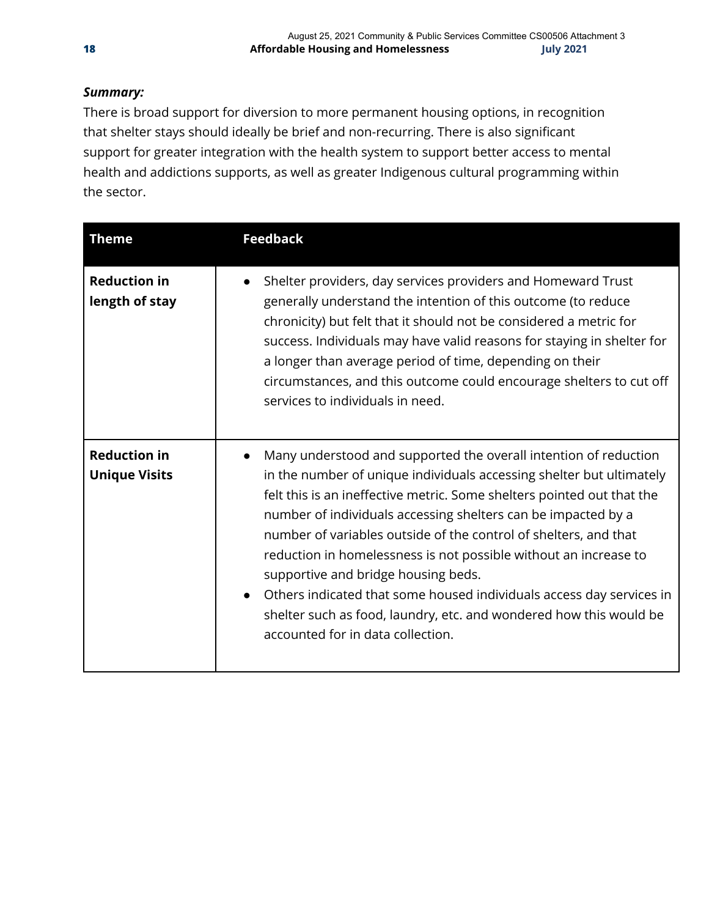***Summary:***

There is broad support for diversion to more permanent housing options, in recognition that shelter stays should ideally be brief and non-recurring. There is also significant support for greater integration with the health system to support better access to mental health and addictions supports, as well as greater Indigenous cultural programming within the sector.

| Theme | Feedback |
|---|---|
| **Reduction in length of stay** | • Shelter providers, day services providers and Homeward Trust generally understand the intention of this outcome (to reduce chronicity) but felt that it should not be considered a metric for success. Individuals may have valid reasons for staying in shelter for a longer than average period of time, depending on their circumstances, and this outcome could encourage shelters to cut off services to individuals in need. |
| **Reduction in Unique Visits** | • Many understood and supported the overall intention of reduction in the number of unique individuals accessing shelter but ultimately felt this is an ineffective metric. Some shelters pointed out that the number of individuals accessing shelters can be impacted by a number of variables outside of the control of shelters, and that reduction in homelessness is not possible without an increase to supportive and bridge housing beds.<br>• Others indicated that some housed individuals access day services in shelter such as food, laundry, etc. and wondered how this would be accounted for in data collection. |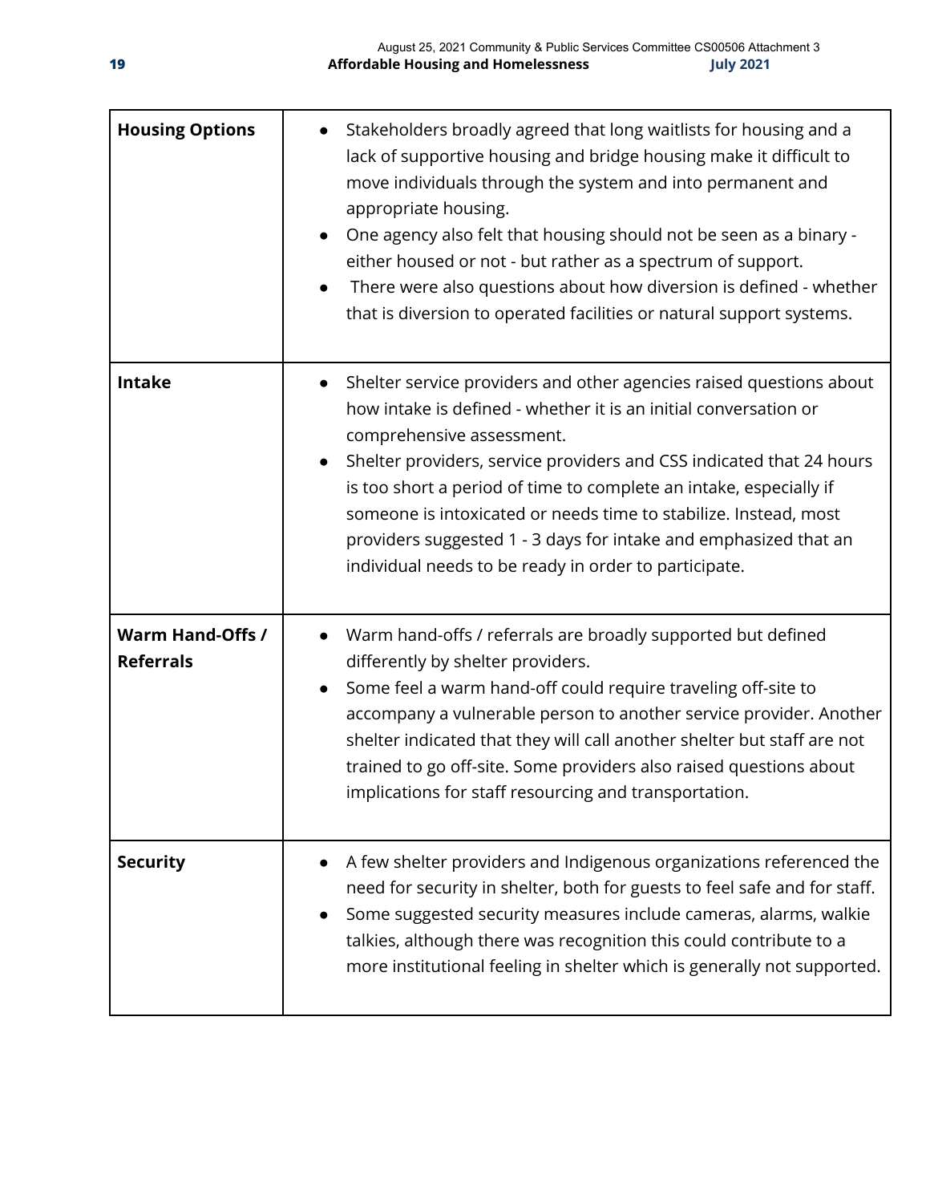| | |
|---|---|
| **Housing Options** | • Stakeholders broadly agreed that long waitlists for housing and a lack of supportive housing and bridge housing make it difficult to move individuals through the system and into permanent and appropriate housing.<br>• One agency also felt that housing should not be seen as a binary - either housed or not - but rather as a spectrum of support.<br>• There were also questions about how diversion is defined - whether that is diversion to operated facilities or natural support systems. |
| **Intake** | • Shelter service providers and other agencies raised questions about how intake is defined - whether it is an initial conversation or comprehensive assessment.<br>• Shelter providers, service providers and CSS indicated that 24 hours is too short a period of time to complete an intake, especially if someone is intoxicated or needs time to stabilize. Instead, most providers suggested 1 - 3 days for intake and emphasized that an individual needs to be ready in order to participate. |
| **Warm Hand-Offs / Referrals** | • Warm hand-offs / referrals are broadly supported but defined differently by shelter providers.<br>• Some feel a warm hand-off could require traveling off-site to accompany a vulnerable person to another service provider. Another shelter indicated that they will call another shelter but staff are not trained to go off-site. Some providers also raised questions about implications for staff resourcing and transportation. |
| **Security** | • A few shelter providers and Indigenous organizations referenced the need for security in shelter, both for guests to feel safe and for staff.<br>• Some suggested security measures include cameras, alarms, walkie talkies, although there was recognition this could contribute to a more institutional feeling in shelter which is generally not supported. |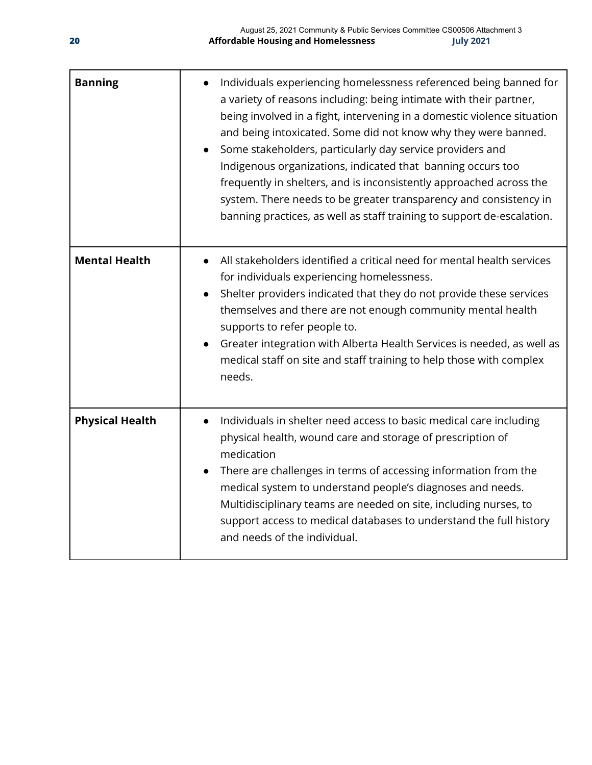| | |
|---|---|
| **Banning** | • Individuals experiencing homelessness referenced being banned for a variety of reasons including: being intimate with their partner, being involved in a fight, intervening in a domestic violence situation and being intoxicated. Some did not know why they were banned.<br>• Some stakeholders, particularly day service providers and Indigenous organizations, indicated that banning occurs too frequently in shelters, and is inconsistently approached across the system. There needs to be greater transparency and consistency in banning practices, as well as staff training to support de-escalation. |
| **Mental Health** | • All stakeholders identified a critical need for mental health services for individuals experiencing homelessness.<br>• Shelter providers indicated that they do not provide these services themselves and there are not enough community mental health supports to refer people to.<br>• Greater integration with Alberta Health Services is needed, as well as medical staff on site and staff training to help those with complex needs. |
| **Physical Health** | • Individuals in shelter need access to basic medical care including physical health, wound care and storage of prescription of medication<br>• There are challenges in terms of accessing information from the medical system to understand people's diagnoses and needs. Multidisciplinary teams are needed on site, including nurses, to support access to medical databases to understand the full history and needs of the individual. |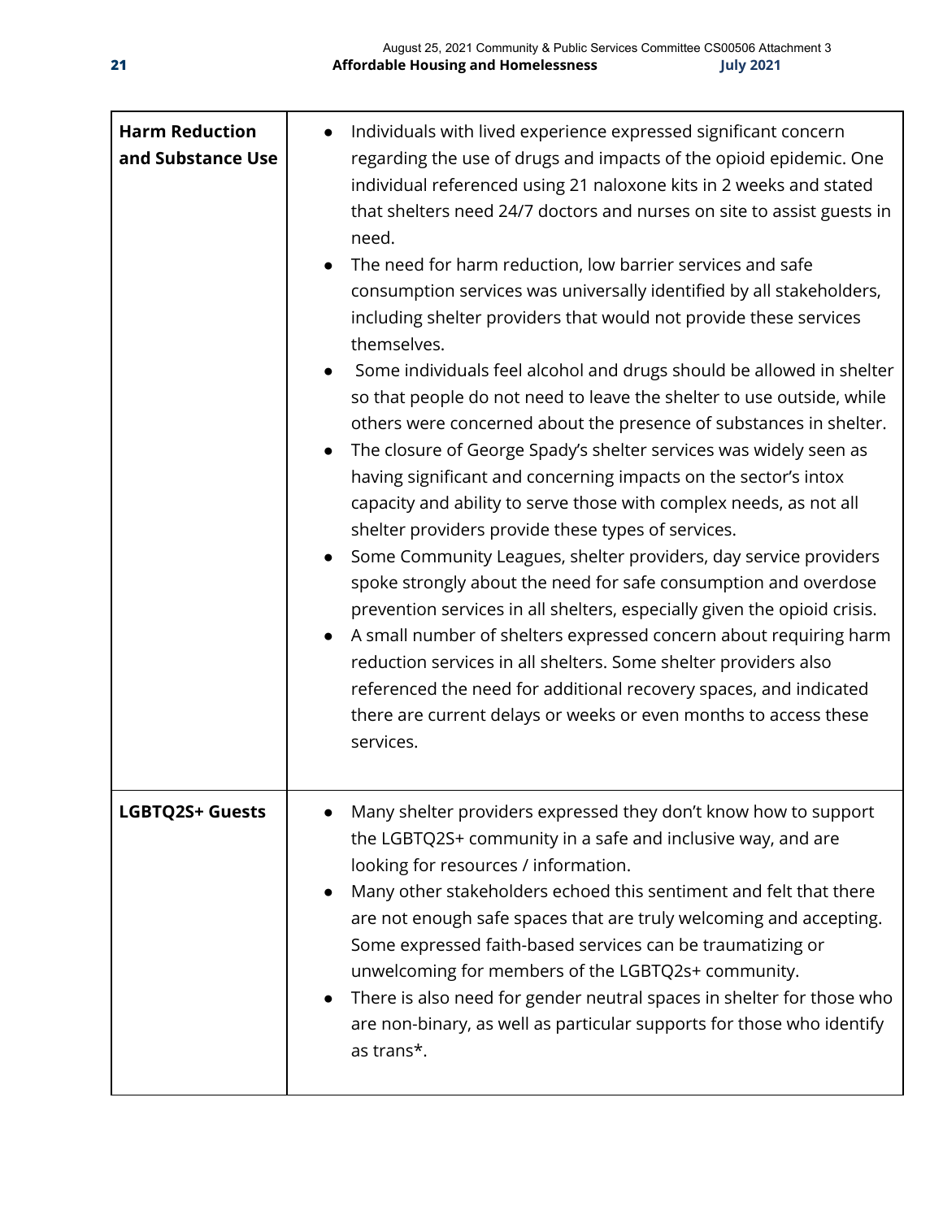| Harm Reduction and Substance Use | • Individuals with lived experience expressed significant concern regarding the use of drugs and impacts of the opioid epidemic. One individual referenced using 21 naloxone kits in 2 weeks and stated that shelters need 24/7 doctors and nurses on site to assist guests in need.<br>• The need for harm reduction, low barrier services and safe consumption services was universally identified by all stakeholders, including shelter providers that would not provide these services themselves.<br>• Some individuals feel alcohol and drugs should be allowed in shelter so that people do not need to leave the shelter to use outside, while others were concerned about the presence of substances in shelter.<br>• The closure of George Spady's shelter services was widely seen as having significant and concerning impacts on the sector's intox capacity and ability to serve those with complex needs, as not all shelter providers provide these types of services.<br>• Some Community Leagues, shelter providers, day service providers spoke strongly about the need for safe consumption and overdose prevention services in all shelters, especially given the opioid crisis.<br>• A small number of shelters expressed concern about requiring harm reduction services in all shelters. Some shelter providers also referenced the need for additional recovery spaces, and indicated there are current delays or weeks or even months to access these services. |
|---|---|
| **LGBTQ2S+ Guests** | • Many shelter providers expressed they don't know how to support the LGBTQ2S+ community in a safe and inclusive way, and are looking for resources / information.<br>• Many other stakeholders echoed this sentiment and felt that there are not enough safe spaces that are truly welcoming and accepting. Some expressed faith-based services can be traumatizing or unwelcoming for members of the LGBTQ2s+ community.<br>• There is also need for gender neutral spaces in shelter for those who are non-binary, as well as particular supports for those who identify as trans*. |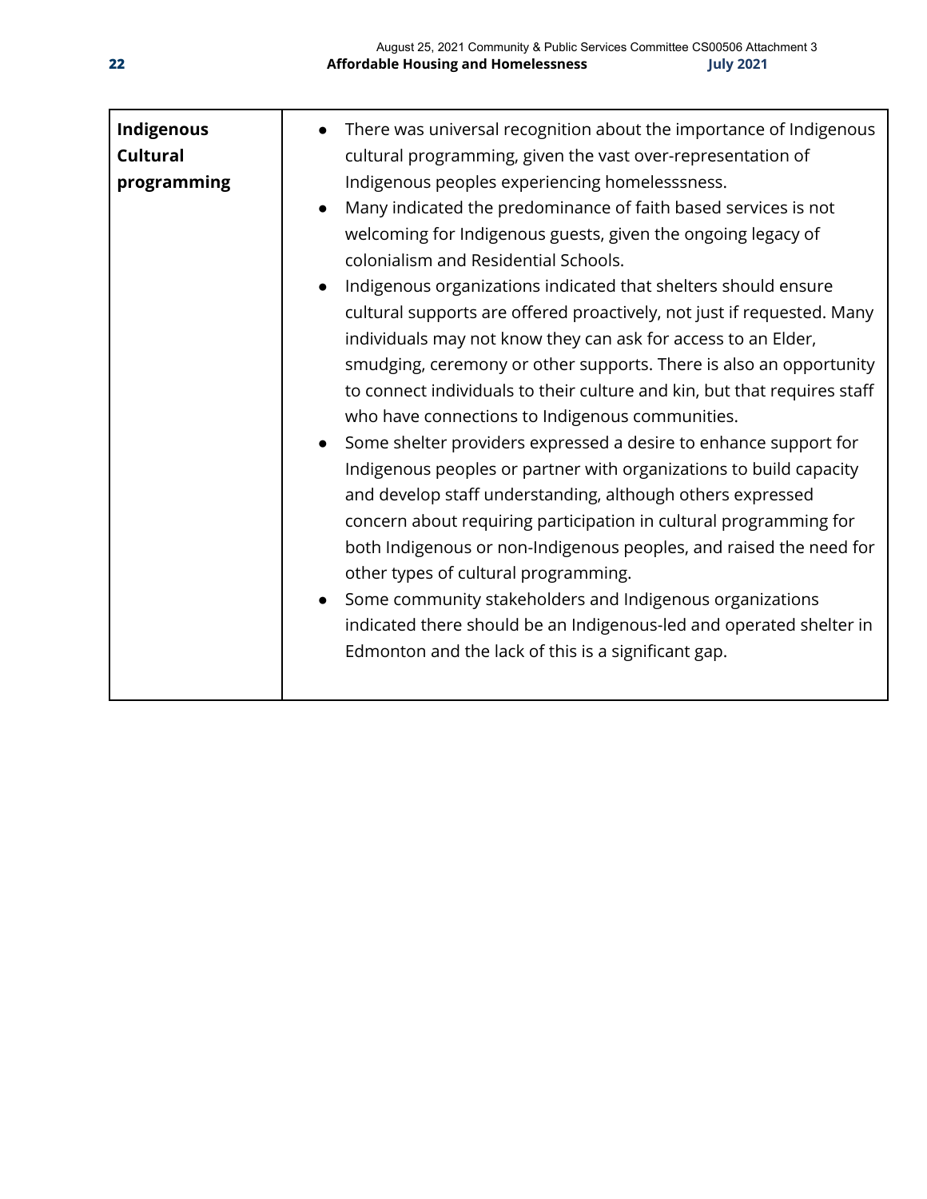| Indigenous Cultural programming | • There was universal recognition about the importance of Indigenous cultural programming, given the vast over-representation of Indigenous peoples experiencing homelesssness.<br>• Many indicated the predominance of faith based services is not welcoming for Indigenous guests, given the ongoing legacy of colonialism and Residential Schools.<br>• Indigenous organizations indicated that shelters should ensure cultural supports are offered proactively, not just if requested. Many individuals may not know they can ask for access to an Elder, smudging, ceremony or other supports. There is also an opportunity to connect individuals to their culture and kin, but that requires staff who have connections to Indigenous communities.<br>• Some shelter providers expressed a desire to enhance support for Indigenous peoples or partner with organizations to build capacity and develop staff understanding, although others expressed concern about requiring participation in cultural programming for both Indigenous or non-Indigenous peoples, and raised the need for other types of cultural programming.<br>• Some community stakeholders and Indigenous organizations indicated there should be an Indigenous-led and operated shelter in Edmonton and the lack of this is a significant gap. |
|---|---|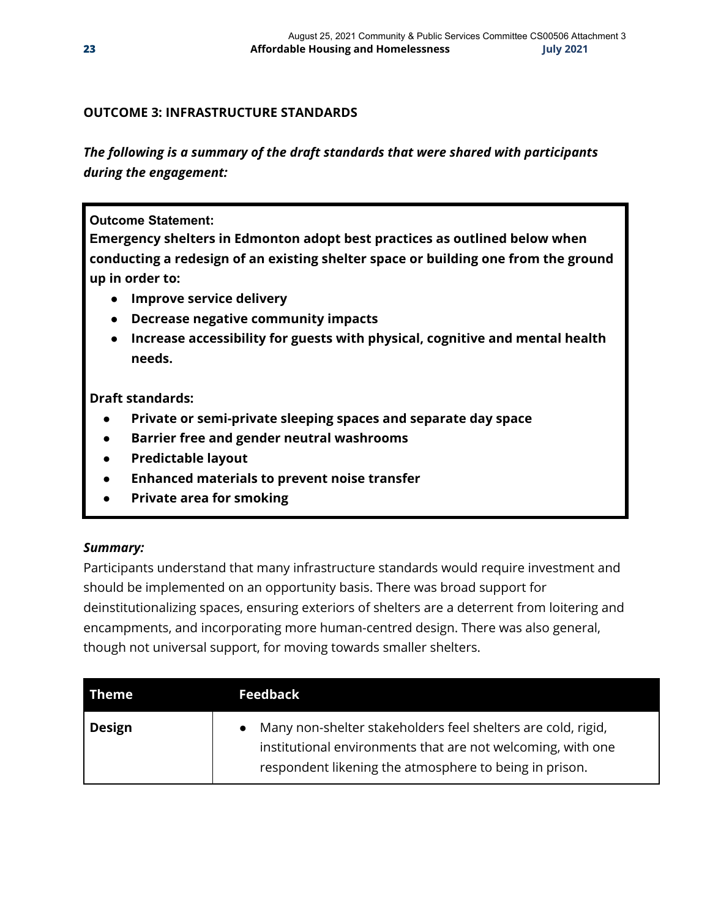**OUTCOME 3: INFRASTRUCTURE STANDARDS**

***The following is a summary of the draft standards that were shared with participants during the engagement:***

**Outcome Statement:**

**Emergency shelters in Edmonton adopt best practices as outlined below when conducting a redesign of an existing shelter space or building one from the ground up in order to:**

- **Improve service delivery**
- **Decrease negative community impacts**
- **Increase accessibility for guests with physical, cognitive and mental health needs.**

**Draft standards:**

- **Private or semi-private sleeping spaces and separate day space**
- **Barrier free and gender neutral washrooms**
- **Predictable layout**
- **Enhanced materials to prevent noise transfer**
- **Private area for smoking**

***Summary:***

Participants understand that many infrastructure standards would require investment and should be implemented on an opportunity basis. There was broad support for deinstitutionalizing spaces, ensuring exteriors of shelters are a deterrent from loitering and encampments, and incorporating more human-centred design. There was also general, though not universal support, for moving towards smaller shelters.

| Theme | Feedback |
|---|---|
| **Design** | • Many non-shelter stakeholders feel shelters are cold, rigid, institutional environments that are not welcoming, with one respondent likening the atmosphere to being in prison. |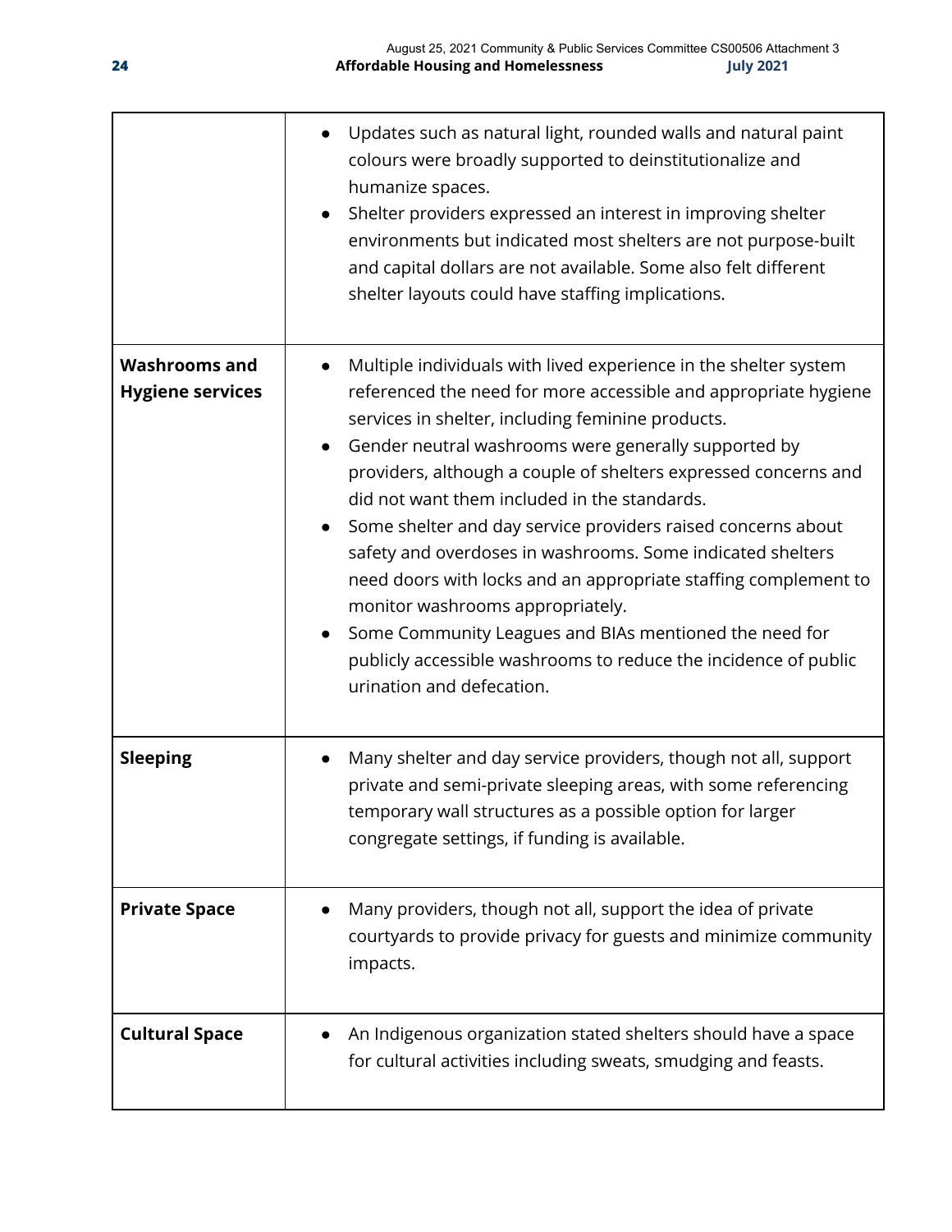| | |
|---|---|
| | • Updates such as natural light, rounded walls and natural paint colours were broadly supported to deinstitutionalize and humanize spaces.<br>• Shelter providers expressed an interest in improving shelter environments but indicated most shelters are not purpose-built and capital dollars are not available. Some also felt different shelter layouts could have staffing implications. |
| **Washrooms and Hygiene services** | • Multiple individuals with lived experience in the shelter system referenced the need for more accessible and appropriate hygiene services in shelter, including feminine products.<br>• Gender neutral washrooms were generally supported by providers, although a couple of shelters expressed concerns and did not want them included in the standards.<br>• Some shelter and day service providers raised concerns about safety and overdoses in washrooms. Some indicated shelters need doors with locks and an appropriate staffing complement to monitor washrooms appropriately.<br>• Some Community Leagues and BIAs mentioned the need for publicly accessible washrooms to reduce the incidence of public urination and defecation. |
| **Sleeping** | • Many shelter and day service providers, though not all, support private and semi-private sleeping areas, with some referencing temporary wall structures as a possible option for larger congregate settings, if funding is available. |
| **Private Space** | • Many providers, though not all, support the idea of private courtyards to provide privacy for guests and minimize community impacts. |
| **Cultural Space** | • An Indigenous organization stated shelters should have a space for cultural activities including sweats, smudging and feasts. |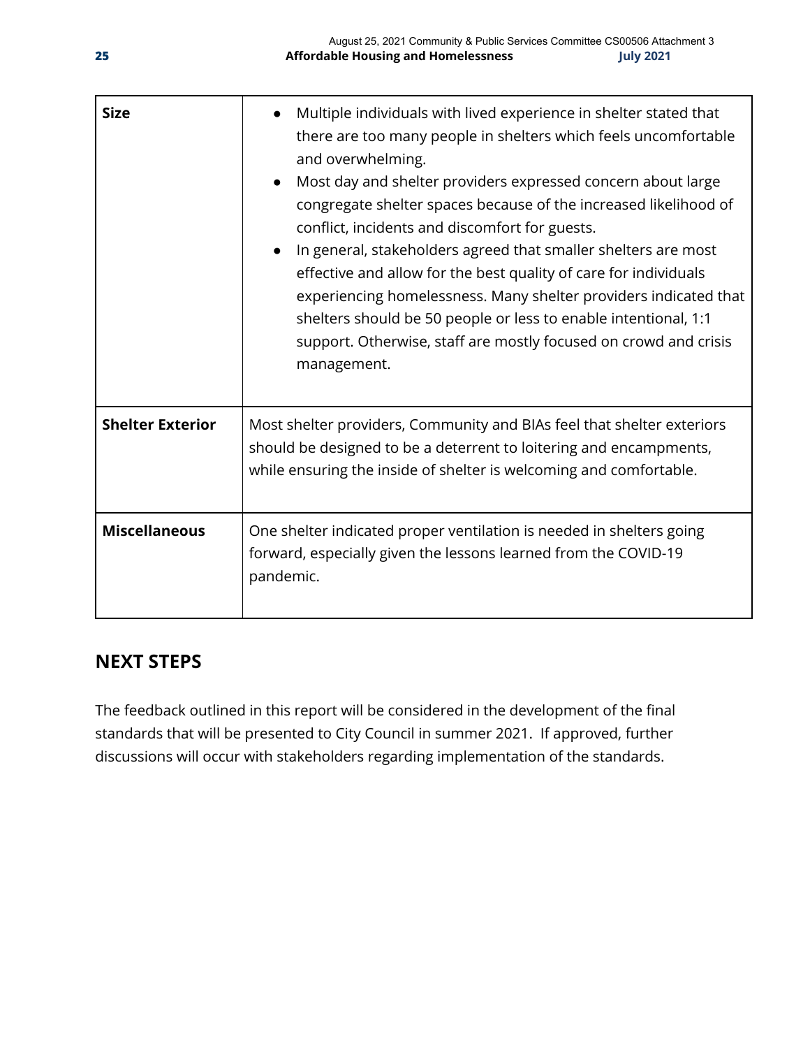| | |
|---|---|
| **Size** | • Multiple individuals with lived experience in shelter stated that there are too many people in shelters which feels uncomfortable and overwhelming.<br>• Most day and shelter providers expressed concern about large congregate shelter spaces because of the increased likelihood of conflict, incidents and discomfort for guests.<br>• In general, stakeholders agreed that smaller shelters are most effective and allow for the best quality of care for individuals experiencing homelessness. Many shelter providers indicated that shelters should be 50 people or less to enable intentional, 1:1 support. Otherwise, staff are mostly focused on crowd and crisis management. |
| **Shelter Exterior** | Most shelter providers, Community and BIAs feel that shelter exteriors should be designed to be a deterrent to loitering and encampments, while ensuring the inside of shelter is welcoming and comfortable. |
| **Miscellaneous** | One shelter indicated proper ventilation is needed in shelters going forward, especially given the lessons learned from the COVID-19 pandemic. |

## NEXT STEPS

The feedback outlined in this report will be considered in the development of the final standards that will be presented to City Council in summer 2021. If approved, further discussions will occur with stakeholders regarding implementation of the standards.